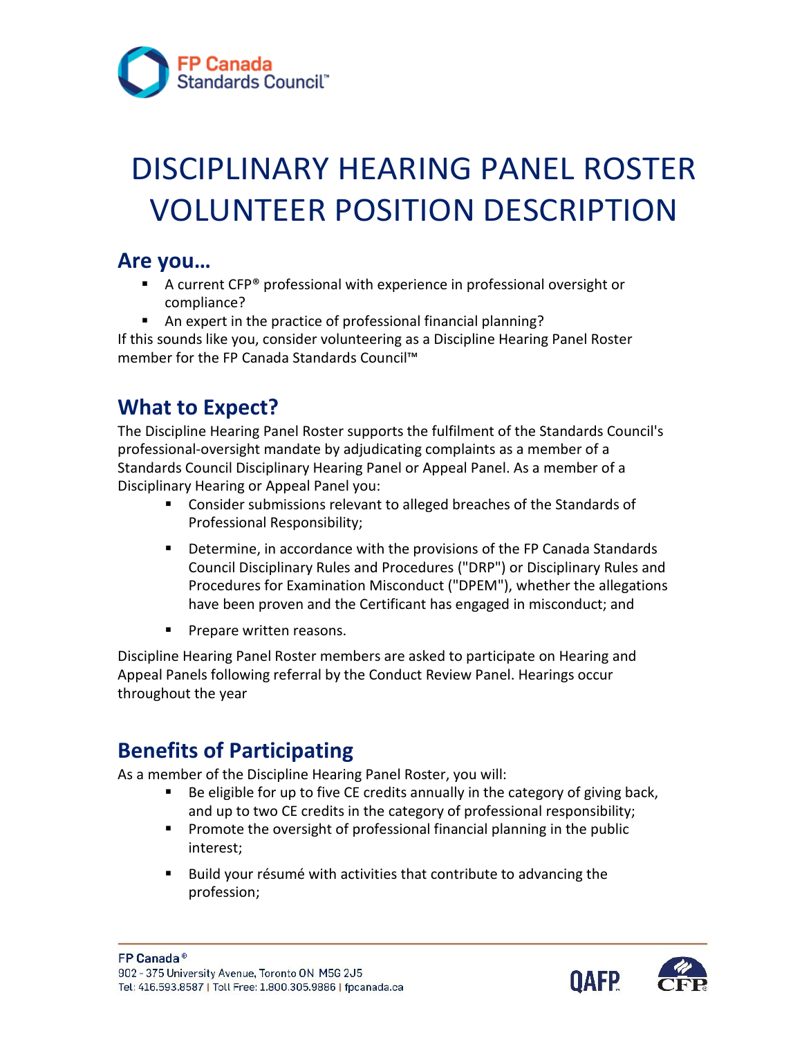# DISCIPLINARY HEARING PANEL ROSTER VOLUNTEER POSITION DESCRIPTION

## Are you…

- A current CFP® professional with experience in professional oversight or compliance?
- An expert in the practice of professional financial planning?

If this sounds like you, consider volunteering as a Discipline Hearing Panel Roster member for the FP Canada Standards Council™

## What to Expect?

The Discipline Hearing Panel Roster supports the fulfilment of the Standards Council's professional-oversight mandate by adjudicating complaints as a member of a Standards Council Disciplinary Hearing Panel or Appeal Panel. As a member of a Disciplinary Hearing or Appeal Panel you:

- Consider submissions relevant to alleged breaches of the Standards of Professional Responsibility;
- Determine, in accordance with the provisions of the FP Canada Standards Council Disciplinary Rules and Procedures ("DRP") or Disciplinary Rules and Procedures for Examination Misconduct ("DPEM"), whether the allegations have been proven and the Certificant has engaged in misconduct; and
- Prepare written reasons.

Discipline Hearing Panel Roster members are asked to participate on Hearing and Appeal Panels following referral by the Conduct Review Panel. Hearings occur throughout the year

## Benefits of Participating

As a member of the Discipline Hearing Panel Roster, you will:

- Be eligible for up to five CE credits annually in the category of giving back, and up to two CE credits in the category of professional responsibility;
- Promote the oversight of professional financial planning in the public interest;
- Build your résumé with activities that contribute to advancing the profession;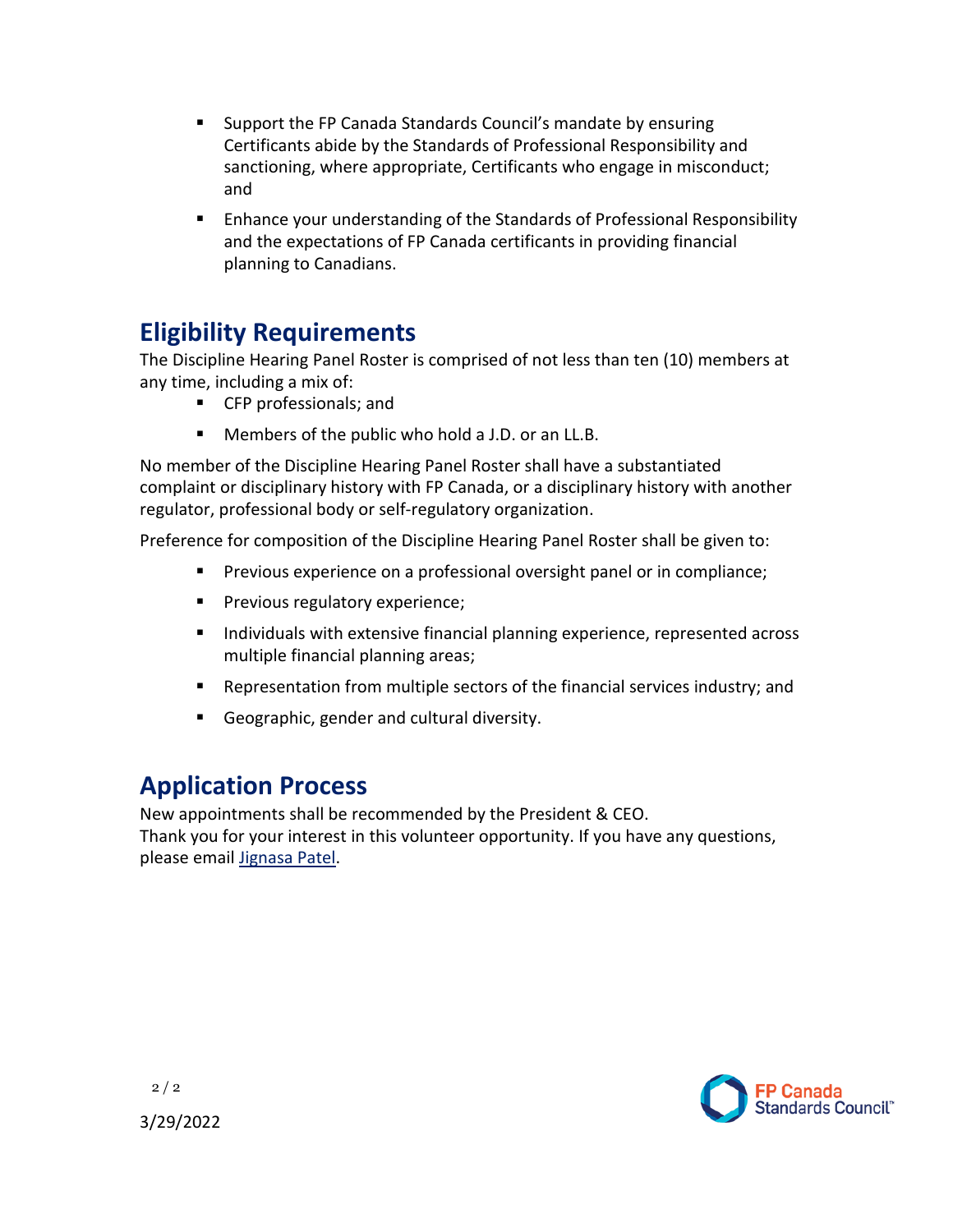- Support the FP Canada Standards Council's mandate by ensuring Certificants abide by the Standards of Professional Responsibility and sanctioning, where appropriate, Certificants who engage in misconduct; and
- Enhance your understanding of the Standards of Professional Responsibility and the expectations of FP Canada certificants in providing financial planning to Canadians.

## Eligibility Requirements

The Discipline Hearing Panel Roster is comprised of not less than ten (10) members at any time, including a mix of:

- CFP professionals; and
- Members of the public who hold a J.D. or an LL.B.

No member of the Discipline Hearing Panel Roster shall have a substantiated complaint or disciplinary history with FP Canada, or a disciplinary history with another regulator, professional body or self-regulatory organization.

Preference for composition of the Discipline Hearing Panel Roster shall be given to:

- Previous experience on a professional oversight panel or in compliance;
- Previous regulatory experience;
- Individuals with extensive financial planning experience, represented across multiple financial planning areas;
- Representation from multiple sectors of the financial services industry; and
- Geographic, gender and cultural diversity.

## Application Process

New appointments shall be recommended by the President & CEO.
Thank you for your interest in this volunteer opportunity. If you have any questions, please email Jignasa Patel.

3/29/2022